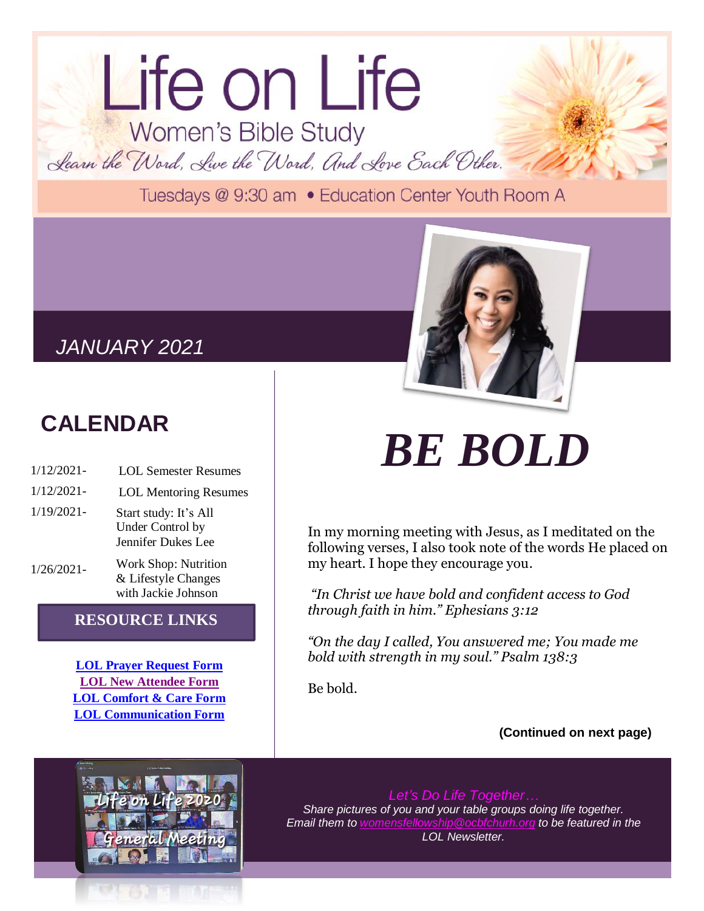# Life on Life

## Women's Bible Study

*Learn the Word, Live the Word, And Love Each Other.*

Tuesdays @ 9:30 am • Education Center Youth Room A

*JANUARY 2021*

## CALENDAR

| | |
|---|---|
| 1/12/2021- | LOL Semester Resumes |
| 1/12/2021- | LOL Mentoring Resumes |
| 1/19/2021- | Start study: It's All Under Control by Jennifer Dukes Lee |
| 1/26/2021- | Work Shop: Nutrition & Lifestyle Changes with Jackie Johnson |

### RESOURCE LINKS

**LOL Prayer Request Form**
**LOL New Attendee Form**
**LOL Comfort & Care Form**
**LOL Communication Form**

# *BE BOLD*

In my morning meeting with Jesus, as I meditated on the following verses, I also took note of the words He placed on my heart. I hope they encourage you.

*"In Christ we have bold and confident access to God through faith in him." Ephesians 3:12*

*"On the day I called, You answered me; You made me bold with strength in my soul." Psalm 138:3*

Be bold.

**(Continued on next page)**

*Let's Do Life Together…*

*Share pictures of you and your table groups doing life together. Email them to womensfellowship@ocbfchurh.org to be featured in the LOL Newsletter.*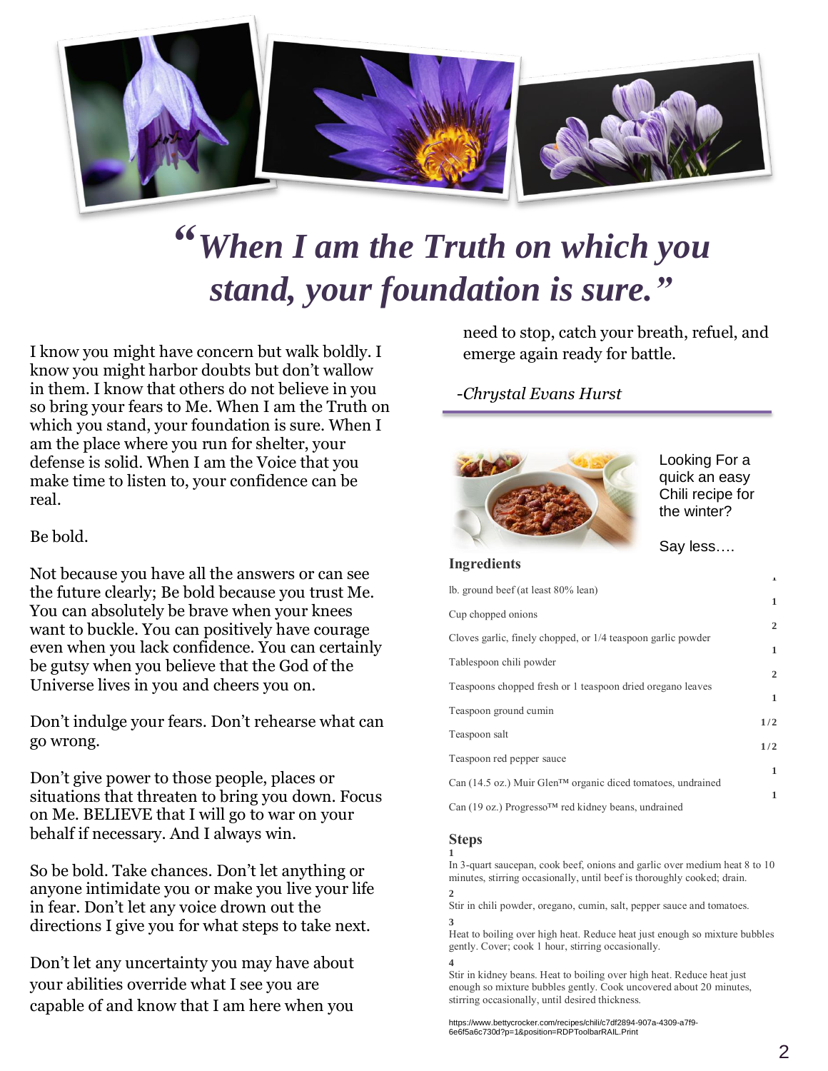# *“When I am the Truth on which you stand, your foundation is sure.”*

I know you might have concern but walk boldly. I know you might harbor doubts but don’t wallow in them. I know that others do not believe in you so bring your fears to Me. When I am the Truth on which you stand, your foundation is sure. When I am the place where you run for shelter, your defense is solid. When I am the Voice that you make time to listen to, your confidence can be real.

Be bold.

Not because you have all the answers or can see the future clearly; Be bold because you trust Me. You can absolutely be brave when your knees want to buckle. You can positively have courage even when you lack confidence. You can certainly be gutsy when you believe that the God of the Universe lives in you and cheers you on.

Don’t indulge your fears. Don’t rehearse what can go wrong.

Don’t give power to those people, places or situations that threaten to bring you down. Focus on Me. BELIEVE that I will go to war on your behalf if necessary. And I always win.

So be bold. Take chances. Don’t let anything or anyone intimidate you or make you live your life in fear. Don’t let any voice drown out the directions I give you for what steps to take next.

Don’t let any uncertainty you may have about your abilities override what I see you are capable of and know that I am here when you need to stop, catch your breath, refuel, and emerge again ready for battle.

*-Chrystal Evans Hurst*

---

Looking For a quick an easy Chili recipe for the winter?

Say less….

### Ingredients

- 1 lb. ground beef (at least 80% lean)
- 1 Cup chopped onions
- 2 Cloves garlic, finely chopped, or 1/4 teaspoon garlic powder
- 1 Tablespoon chili powder
- 2 Teaspoons chopped fresh or 1 teaspoon dried oregano leaves
- 1 Teaspoon ground cumin
- 1/2 Teaspoon salt
- 1/2 Teaspoon red pepper sauce
- 1 Can (14.5 oz.) Muir Glen™ organic diced tomatoes, undrained
- 1 Can (19 oz.) Progresso™ red kidney beans, undrained

### Steps

1. In 3-quart saucepan, cook beef, onions and garlic over medium heat 8 to 10 minutes, stirring occasionally, until beef is thoroughly cooked; drain.
2. Stir in chili powder, oregano, cumin, salt, pepper sauce and tomatoes.
3. Heat to boiling over high heat. Reduce heat just enough so mixture bubbles gently. Cover; cook 1 hour, stirring occasionally.
4. Stir in kidney beans. Heat to boiling over high heat. Reduce heat just enough so mixture bubbles gently. Cook uncovered about 20 minutes, stirring occasionally, until desired thickness.

https://www.bettycrocker.com/recipes/chili/c7df2894-907a-4309-a7f9-6e6f5a6c730d?p=1&position=RDPToolbarRAIL.Print